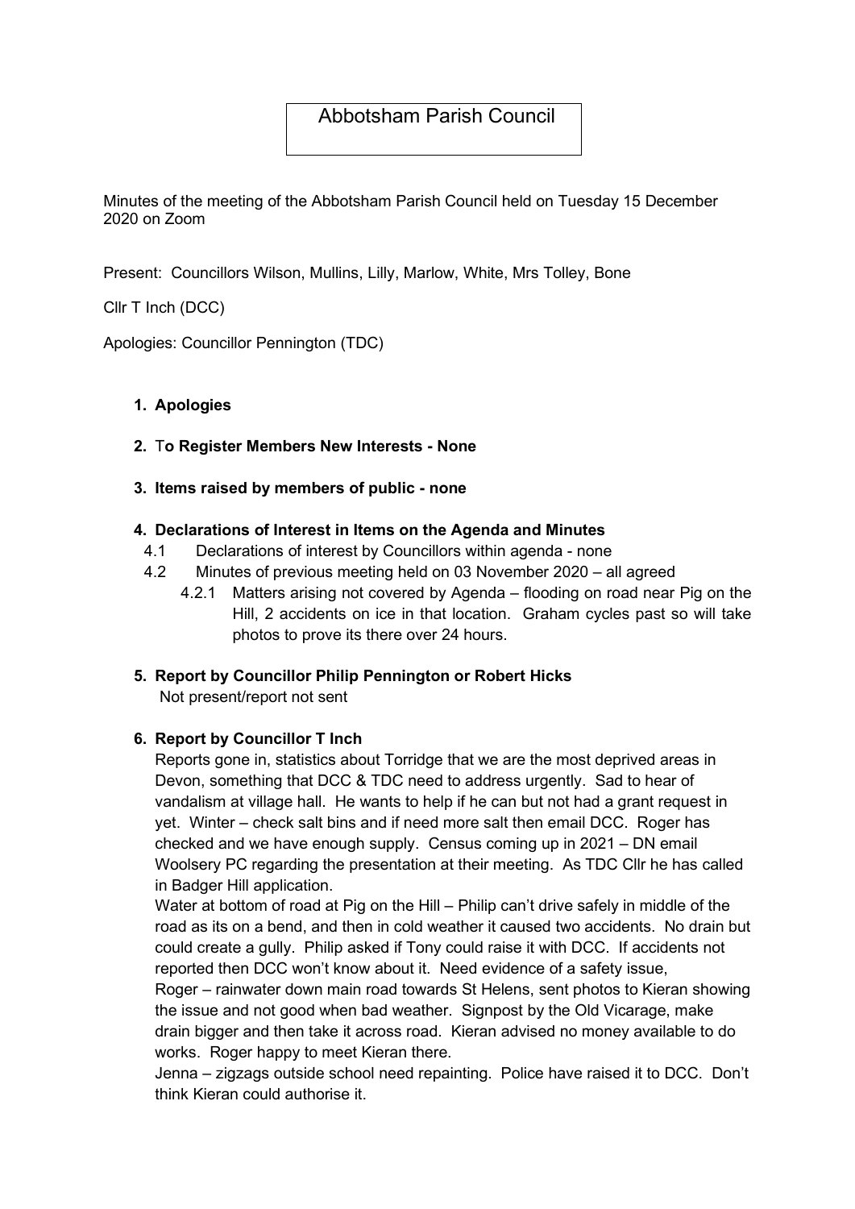# Abbotsham Parish Council

Minutes of the meeting of the Abbotsham Parish Council held on Tuesday 15 December 2020 on Zoom

Present: Councillors Wilson, Mullins, Lilly, Marlow, White, Mrs Tolley, Bone

Cllr T Inch (DCC)

Apologies: Councillor Pennington (TDC)

1. **Apologies**

2. **To Register Members New Interests - None**

3. **Items raised by members of public - none**

4. **Declarations of Interest in Items on the Agenda and Minutes**
   - 4.1 Declarations of interest by Councillors within agenda - none
   - 4.2 Minutes of previous meeting held on 03 November 2020 – all agreed
     - 4.2.1 Matters arising not covered by Agenda – flooding on road near Pig on the Hill, 2 accidents on ice in that location. Graham cycles past so will take photos to prove its there over 24 hours.

5. **Report by Councillor Philip Pennington or Robert Hicks**

   Not present/report not sent

6. **Report by Councillor T Inch**

   Reports gone in, statistics about Torridge that we are the most deprived areas in Devon, something that DCC & TDC need to address urgently. Sad to hear of vandalism at village hall. He wants to help if he can but not had a grant request in yet. Winter – check salt bins and if need more salt then email DCC. Roger has checked and we have enough supply. Census coming up in 2021 – DN email Woolsery PC regarding the presentation at their meeting. As TDC Cllr he has called in Badger Hill application.

   Water at bottom of road at Pig on the Hill – Philip can't drive safely in middle of the road as its on a bend, and then in cold weather it caused two accidents. No drain but could create a gully. Philip asked if Tony could raise it with DCC. If accidents not reported then DCC won't know about it. Need evidence of a safety issue,

   Roger – rainwater down main road towards St Helens, sent photos to Kieran showing the issue and not good when bad weather. Signpost by the Old Vicarage, make drain bigger and then take it across road. Kieran advised no money available to do works. Roger happy to meet Kieran there.

   Jenna – zigzags outside school need repainting. Police have raised it to DCC. Don't think Kieran could authorise it.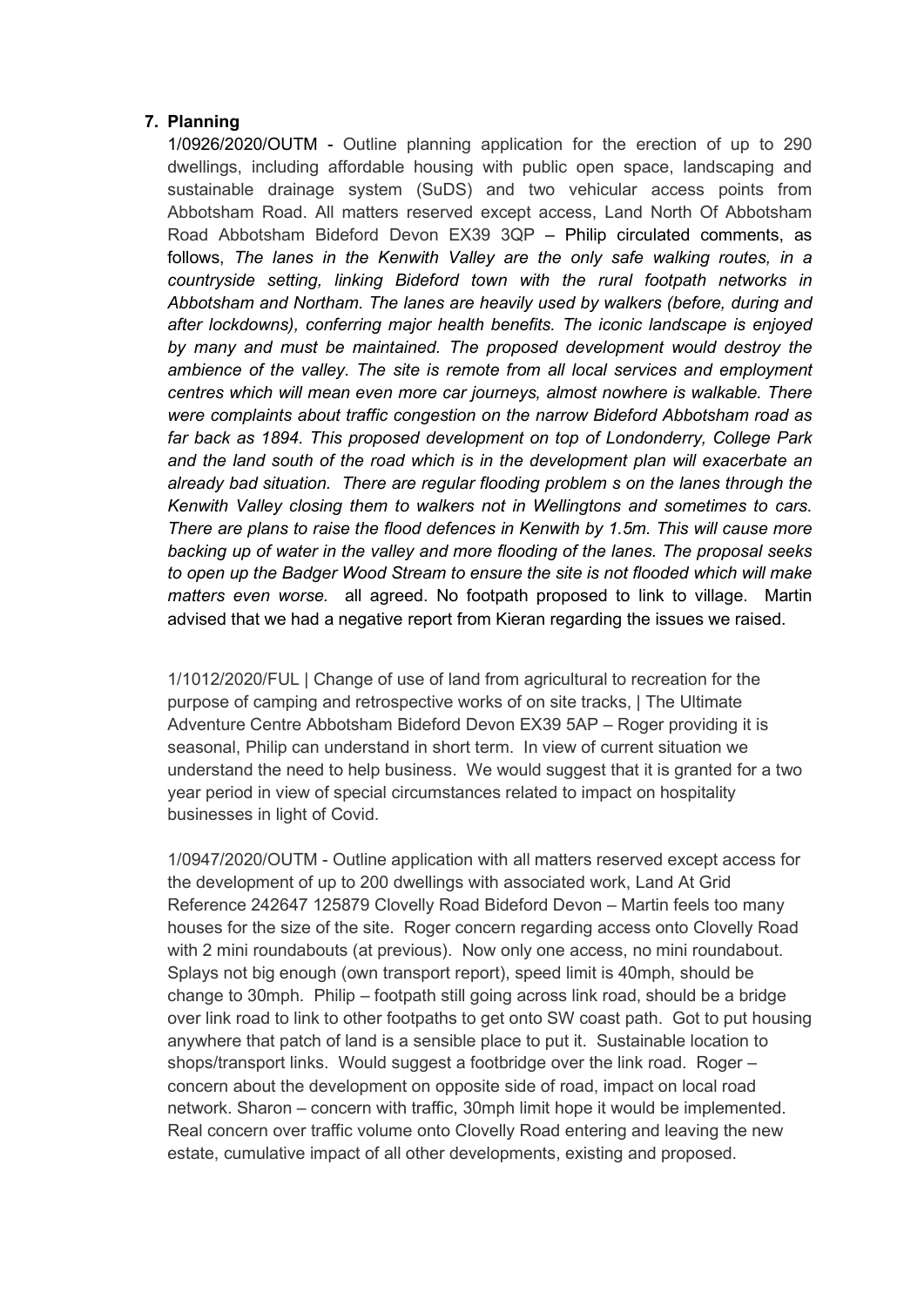## 7. Planning

1/0926/2020/OUTM - Outline planning application for the erection of up to 290 dwellings, including affordable housing with public open space, landscaping and sustainable drainage system (SuDS) and two vehicular access points from Abbotsham Road. All matters reserved except access, Land North Of Abbotsham Road Abbotsham Bideford Devon EX39 3QP – Philip circulated comments, as follows, *The lanes in the Kenwith Valley are the only safe walking routes, in a countryside setting, linking Bideford town with the rural footpath networks in Abbotsham and Northam. The lanes are heavily used by walkers (before, during and after lockdowns), conferring major health benefits. The iconic landscape is enjoyed by many and must be maintained. The proposed development would destroy the ambience of the valley. The site is remote from all local services and employment centres which will mean even more car journeys, almost nowhere is walkable. There were complaints about traffic congestion on the narrow Bideford Abbotsham road as far back as 1894. This proposed development on top of Londonderry, College Park and the land south of the road which is in the development plan will exacerbate an already bad situation. There are regular flooding problem s on the lanes through the Kenwith Valley closing them to walkers not in Wellingtons and sometimes to cars. There are plans to raise the flood defences in Kenwith by 1.5m. This will cause more backing up of water in the valley and more flooding of the lanes. The proposal seeks to open up the Badger Wood Stream to ensure the site is not flooded which will make matters even worse.* all agreed. No footpath proposed to link to village. Martin advised that we had a negative report from Kieran regarding the issues we raised.

1/1012/2020/FUL | Change of use of land from agricultural to recreation for the purpose of camping and retrospective works of on site tracks, | The Ultimate Adventure Centre Abbotsham Bideford Devon EX39 5AP – Roger providing it is seasonal, Philip can understand in short term. In view of current situation we understand the need to help business. We would suggest that it is granted for a two year period in view of special circumstances related to impact on hospitality businesses in light of Covid.

1/0947/2020/OUTM - Outline application with all matters reserved except access for the development of up to 200 dwellings with associated work, Land At Grid Reference 242647 125879 Clovelly Road Bideford Devon – Martin feels too many houses for the size of the site. Roger concern regarding access onto Clovelly Road with 2 mini roundabouts (at previous). Now only one access, no mini roundabout. Splays not big enough (own transport report), speed limit is 40mph, should be change to 30mph. Philip – footpath still going across link road, should be a bridge over link road to link to other footpaths to get onto SW coast path. Got to put housing anywhere that patch of land is a sensible place to put it. Sustainable location to shops/transport links. Would suggest a footbridge over the link road. Roger – concern about the development on opposite side of road, impact on local road network. Sharon – concern with traffic, 30mph limit hope it would be implemented. Real concern over traffic volume onto Clovelly Road entering and leaving the new estate, cumulative impact of all other developments, existing and proposed.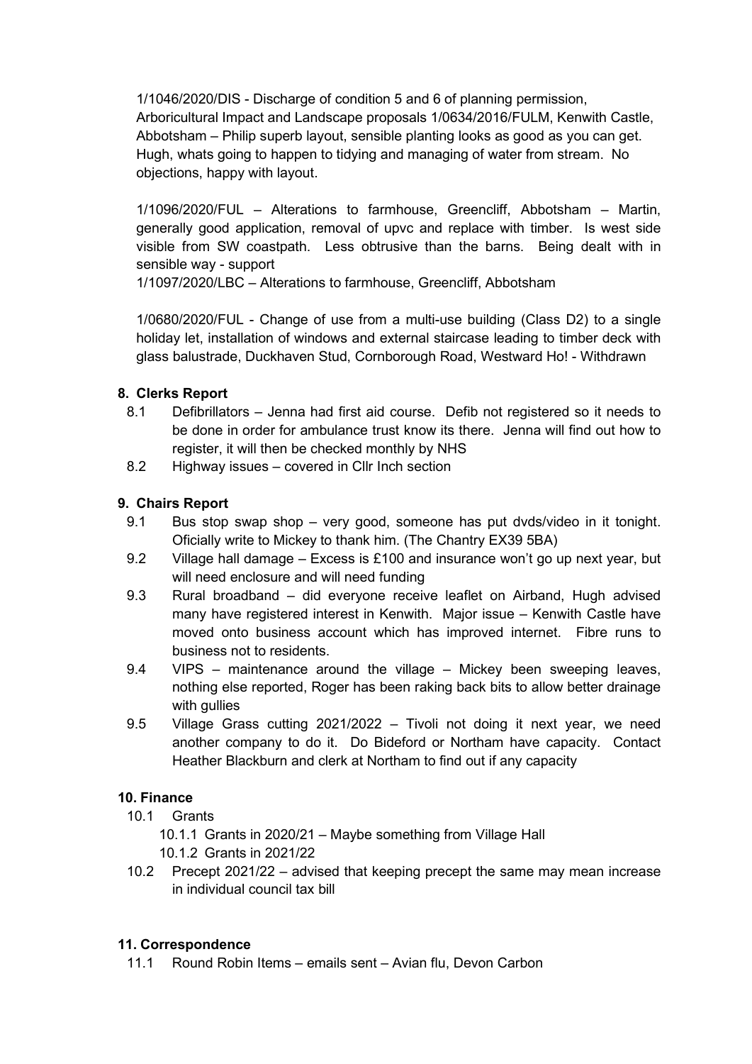1/1046/2020/DIS - Discharge of condition 5 and 6 of planning permission, Arboricultural Impact and Landscape proposals 1/0634/2016/FULM, Kenwith Castle, Abbotsham – Philip superb layout, sensible planting looks as good as you can get. Hugh, whats going to happen to tidying and managing of water from stream. No objections, happy with layout.

1/1096/2020/FUL – Alterations to farmhouse, Greencliff, Abbotsham – Martin, generally good application, removal of upvc and replace with timber. Is west side visible from SW coastpath. Less obtrusive than the barns. Being dealt with in sensible way - support

1/1097/2020/LBC – Alterations to farmhouse, Greencliff, Abbotsham

1/0680/2020/FUL - Change of use from a multi-use building (Class D2) to a single holiday let, installation of windows and external staircase leading to timber deck with glass balustrade, Duckhaven Stud, Cornborough Road, Westward Ho! - Withdrawn

**8. Clerks Report**

8.1 Defibrillators – Jenna had first aid course. Defib not registered so it needs to be done in order for ambulance trust know its there. Jenna will find out how to register, it will then be checked monthly by NHS

8.2 Highway issues – covered in Cllr Inch section

**9. Chairs Report**

9.1 Bus stop swap shop – very good, someone has put dvds/video in it tonight. Oficially write to Mickey to thank him. (The Chantry EX39 5BA)

9.2 Village hall damage – Excess is £100 and insurance won't go up next year, but will need enclosure and will need funding

9.3 Rural broadband – did everyone receive leaflet on Airband, Hugh advised many have registered interest in Kenwith. Major issue – Kenwith Castle have moved onto business account which has improved internet. Fibre runs to business not to residents.

9.4 VIPS – maintenance around the village – Mickey been sweeping leaves, nothing else reported, Roger has been raking back bits to allow better drainage with gullies

9.5 Village Grass cutting 2021/2022 – Tivoli not doing it next year, we need another company to do it. Do Bideford or Northam have capacity. Contact Heather Blackburn and clerk at Northam to find out if any capacity

**10. Finance**

10.1 Grants

10.1.1 Grants in 2020/21 – Maybe something from Village Hall

10.1.2 Grants in 2021/22

10.2 Precept 2021/22 – advised that keeping precept the same may mean increase in individual council tax bill

**11. Correspondence**

11.1 Round Robin Items – emails sent – Avian flu, Devon Carbon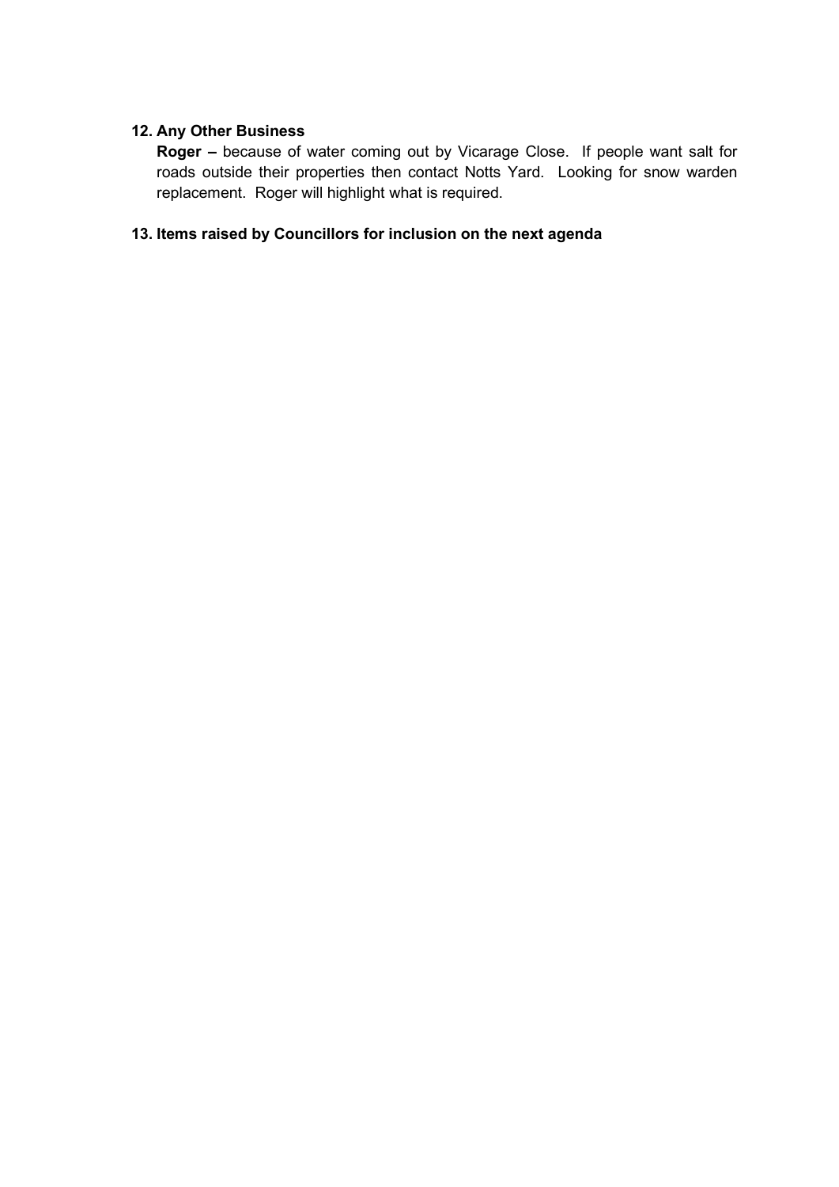**12. Any Other Business**

**Roger –** because of water coming out by Vicarage Close. If people want salt for roads outside their properties then contact Notts Yard. Looking for snow warden replacement. Roger will highlight what is required.

**13. Items raised by Councillors for inclusion on the next agenda**